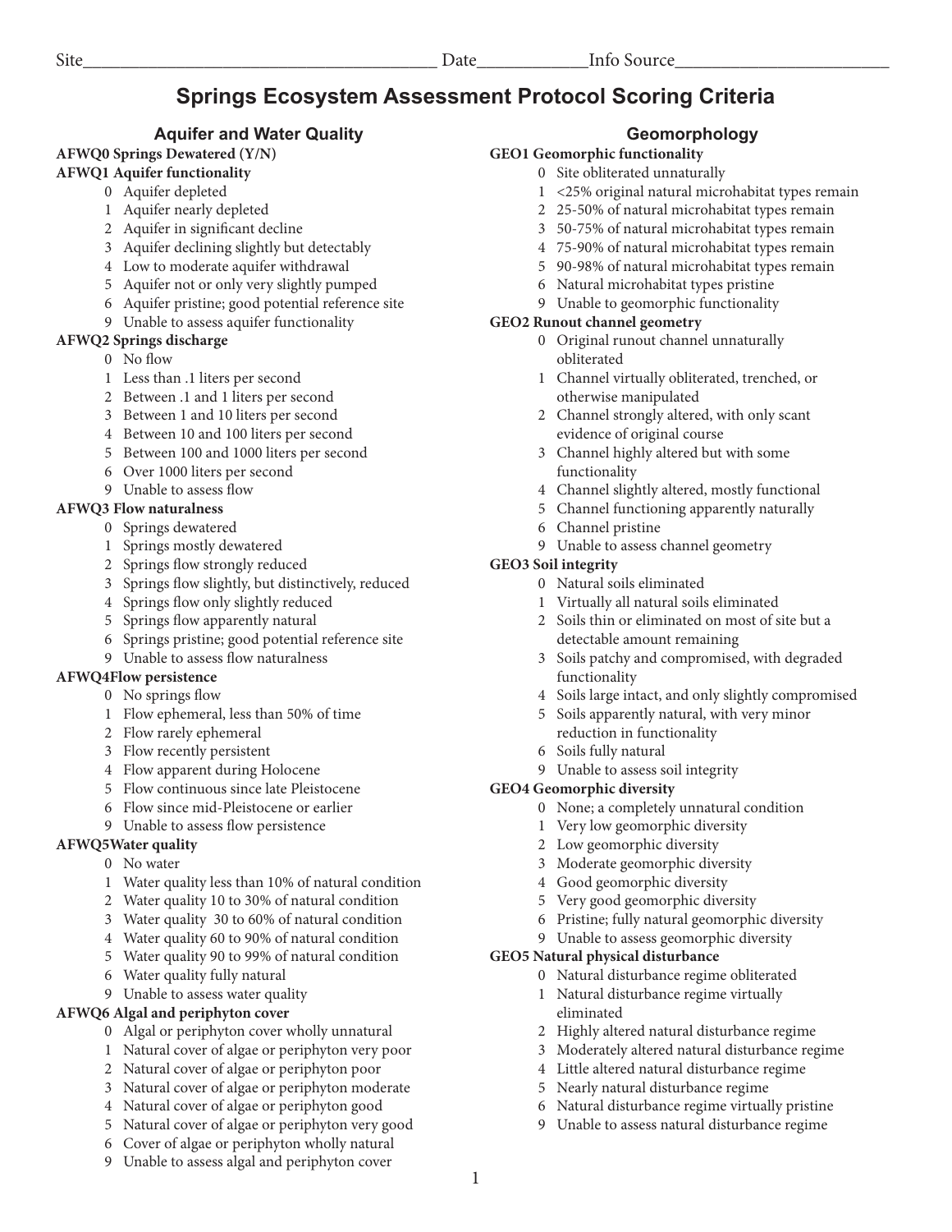Site________________________________________ Date____________Info Source________________________

# Springs Ecosystem Assessment Protocol Scoring Criteria

## Aquifer and Water Quality

**AFWQ0 Springs Dewatered (Y/N)**

**AFWQ1 Aquifer functionality**

- 0 Aquifer depleted
- 1 Aquifer nearly depleted
- 2 Aquifer in significant decline
- 3 Aquifer declining slightly but detectably
- 4 Low to moderate aquifer withdrawal
- 5 Aquifer not or only very slightly pumped
- 6 Aquifer pristine; good potential reference site
- 9 Unable to assess aquifer functionality

**AFWQ2 Springs discharge**

- 0 No flow
- 1 Less than .1 liters per second
- 2 Between .1 and 1 liters per second
- 3 Between 1 and 10 liters per second
- 4 Between 10 and 100 liters per second
- 5 Between 100 and 1000 liters per second
- 6 Over 1000 liters per second
- 9 Unable to assess flow

**AFWQ3 Flow naturalness**

- 0 Springs dewatered
- 1 Springs mostly dewatered
- 2 Springs flow strongly reduced
- 3 Springs flow slightly, but distinctively, reduced
- 4 Springs flow only slightly reduced
- 5 Springs flow apparently natural
- 6 Springs pristine; good potential reference site
- 9 Unable to assess flow naturalness

**AFWQ4Flow persistence**

- 0 No springs flow
- 1 Flow ephemeral, less than 50% of time
- 2 Flow rarely ephemeral
- 3 Flow recently persistent
- 4 Flow apparent during Holocene
- 5 Flow continuous since late Pleistocene
- 6 Flow since mid-Pleistocene or earlier
- 9 Unable to assess flow persistence

**AFWQ5Water quality**

- 0 No water
- 1 Water quality less than 10% of natural condition
- 2 Water quality 10 to 30% of natural condition
- 3 Water quality 30 to 60% of natural condition
- 4 Water quality 60 to 90% of natural condition
- 5 Water quality 90 to 99% of natural condition
- 6 Water quality fully natural
- 9 Unable to assess water quality

**AFWQ6 Algal and periphyton cover**

- 0 Algal or periphyton cover wholly unnatural
- 1 Natural cover of algae or periphyton very poor
- 2 Natural cover of algae or periphyton poor
- 3 Natural cover of algae or periphyton moderate
- 4 Natural cover of algae or periphyton good
- 5 Natural cover of algae or periphyton very good
- 6 Cover of algae or periphyton wholly natural
- 9 Unable to assess algal and periphyton cover

## Geomorphology

**GEO1 Geomorphic functionality**

- 0 Site obliterated unnaturally
- 1 <25% original natural microhabitat types remain
- 2 25-50% of natural microhabitat types remain
- 3 50-75% of natural microhabitat types remain
- 4 75-90% of natural microhabitat types remain
- 5 90-98% of natural microhabitat types remain
- 6 Natural microhabitat types pristine
- 9 Unable to geomorphic functionality

**GEO2 Runout channel geometry**

- 0 Original runout channel unnaturally obliterated
- 1 Channel virtually obliterated, trenched, or otherwise manipulated
- 2 Channel strongly altered, with only scant evidence of original course
- 3 Channel highly altered but with some functionality
- 4 Channel slightly altered, mostly functional
- 5 Channel functioning apparently naturally
- 6 Channel pristine
- 9 Unable to assess channel geometry

**GEO3 Soil integrity**

- 0 Natural soils eliminated
- 1 Virtually all natural soils eliminated
- 2 Soils thin or eliminated on most of site but a detectable amount remaining
- 3 Soils patchy and compromised, with degraded functionality
- 4 Soils large intact, and only slightly compromised
- 5 Soils apparently natural, with very minor reduction in functionality
- 6 Soils fully natural
- 9 Unable to assess soil integrity

**GEO4 Geomorphic diversity**

- 0 None; a completely unnatural condition
- 1 Very low geomorphic diversity
- 2 Low geomorphic diversity
- 3 Moderate geomorphic diversity
- 4 Good geomorphic diversity
- 5 Very good geomorphic diversity
- 6 Pristine; fully natural geomorphic diversity
- 9 Unable to assess geomorphic diversity

**GEO5 Natural physical disturbance**

- 0 Natural disturbance regime obliterated
- 1 Natural disturbance regime virtually eliminated
- 2 Highly altered natural disturbance regime
- 3 Moderately altered natural disturbance regime
- 4 Little altered natural disturbance regime
- 5 Nearly natural disturbance regime
- 6 Natural disturbance regime virtually pristine
- 9 Unable to assess natural disturbance regime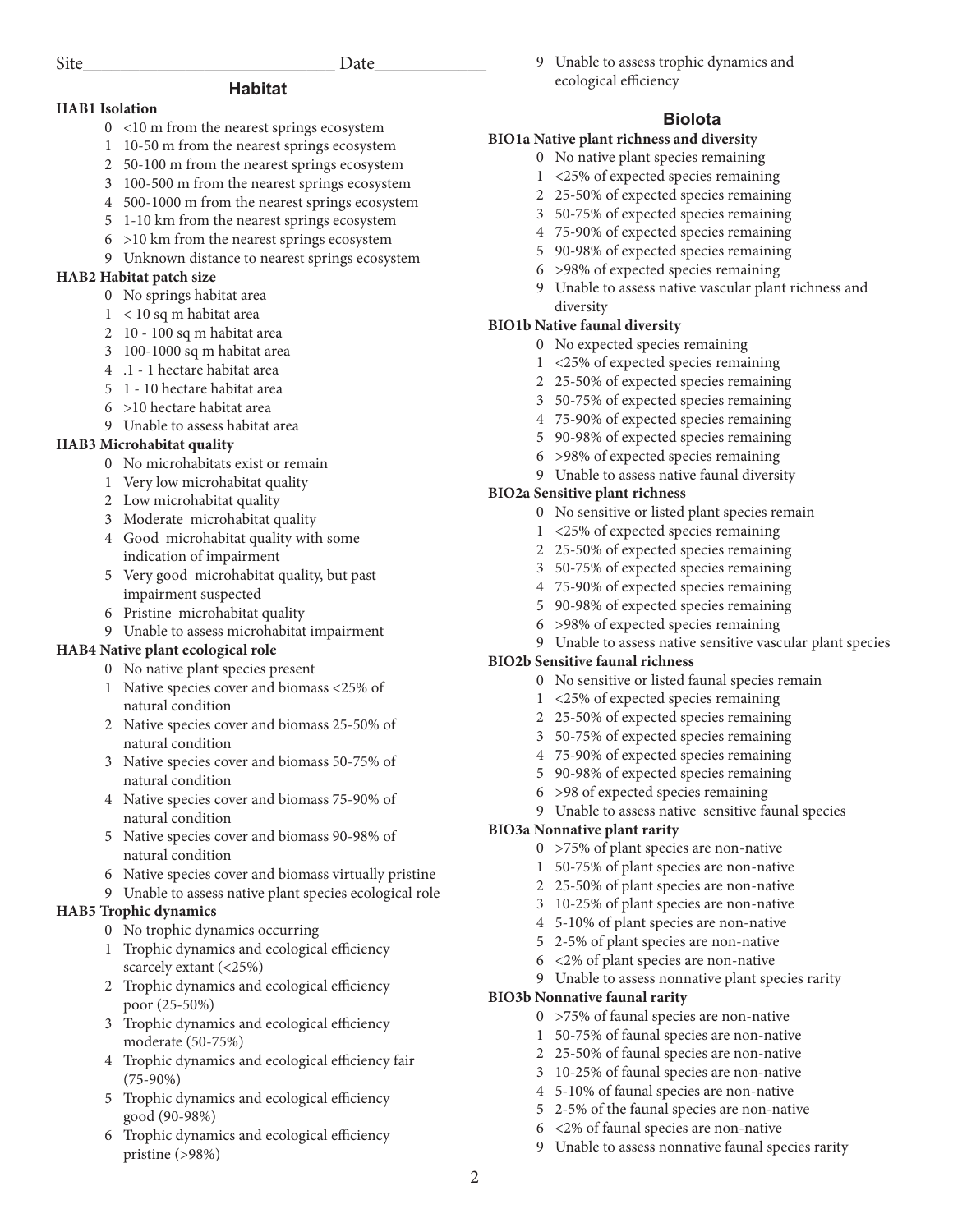Site____________________________ Date____________

## Habitat

**HAB1 Isolation**

- 0 <10 m from the nearest springs ecosystem
- 1 10-50 m from the nearest springs ecosystem
- 2 50-100 m from the nearest springs ecosystem
- 3 100-500 m from the nearest springs ecosystem
- 4 500-1000 m from the nearest springs ecosystem
- 5 1-10 km from the nearest springs ecosystem
- 6 >10 km from the nearest springs ecosystem
- 9 Unknown distance to nearest springs ecosystem

**HAB2 Habitat patch size**

- 0 No springs habitat area
- 1 < 10 sq m habitat area
- 2 10 - 100 sq m habitat area
- 3 100-1000 sq m habitat area
- 4 .1 - 1 hectare habitat area
- 5 1 - 10 hectare habitat area
- 6 >10 hectare habitat area
- 9 Unable to assess habitat area

**HAB3 Microhabitat quality**

- 0 No microhabitats exist or remain
- 1 Very low microhabitat quality
- 2 Low microhabitat quality
- 3 Moderate microhabitat quality
- 4 Good microhabitat quality with some indication of impairment
- 5 Very good microhabitat quality, but past impairment suspected
- 6 Pristine microhabitat quality
- 9 Unable to assess microhabitat impairment

**HAB4 Native plant ecological role**

- 0 No native plant species present
- 1 Native species cover and biomass <25% of natural condition
- 2 Native species cover and biomass 25-50% of natural condition
- 3 Native species cover and biomass 50-75% of natural condition
- 4 Native species cover and biomass 75-90% of natural condition
- 5 Native species cover and biomass 90-98% of natural condition
- 6 Native species cover and biomass virtually pristine
- 9 Unable to assess native plant species ecological role

**HAB5 Trophic dynamics**

- 0 No trophic dynamics occurring
- 1 Trophic dynamics and ecological efficiency scarcely extant (<25%)
- 2 Trophic dynamics and ecological efficiency poor (25-50%)
- 3 Trophic dynamics and ecological efficiency moderate (50-75%)
- 4 Trophic dynamics and ecological efficiency fair (75-90%)
- 5 Trophic dynamics and ecological efficiency good (90-98%)
- 6 Trophic dynamics and ecological efficiency pristine (>98%)
- 9 Unable to assess trophic dynamics and ecological efficiency

## Biolota

**BIO1a Native plant richness and diversity**

- 0 No native plant species remaining
- 1 <25% of expected species remaining
- 2 25-50% of expected species remaining
- 3 50-75% of expected species remaining
- 4 75-90% of expected species remaining
- 5 90-98% of expected species remaining
- 6 >98% of expected species remaining
- 9 Unable to assess native vascular plant richness and diversity

**BIO1b Native faunal diversity**

- 0 No expected species remaining
- 1 <25% of expected species remaining
- 2 25-50% of expected species remaining
- 3 50-75% of expected species remaining
- 4 75-90% of expected species remaining
- 5 90-98% of expected species remaining
- 6 >98% of expected species remaining
- 9 Unable to assess native faunal diversity

**BIO2a Sensitive plant richness**

- 0 No sensitive or listed plant species remain
- 1 <25% of expected species remaining
- 2 25-50% of expected species remaining
- 3 50-75% of expected species remaining
- 4 75-90% of expected species remaining
- 5 90-98% of expected species remaining
- 6 >98% of expected species remaining
- 9 Unable to assess native sensitive vascular plant species

**BIO2b Sensitive faunal richness**

- 0 No sensitive or listed faunal species remain
- 1 <25% of expected species remaining
- 2 25-50% of expected species remaining
- 3 50-75% of expected species remaining
- 4 75-90% of expected species remaining
- 5 90-98% of expected species remaining
- 6 >98 of expected species remaining
- 9 Unable to assess native sensitive faunal species

**BIO3a Nonnative plant rarity**

- 0 >75% of plant species are non-native
- 1 50-75% of plant species are non-native
- 2 25-50% of plant species are non-native
- 3 10-25% of plant species are non-native
- 4 5-10% of plant species are non-native
- 5 2-5% of plant species are non-native
- 6 <2% of plant species are non-native
- 9 Unable to assess nonnative plant species rarity

**BIO3b Nonnative faunal rarity**

- 0 >75% of faunal species are non-native
- 1 50-75% of faunal species are non-native
- 2 25-50% of faunal species are non-native
- 3 10-25% of faunal species are non-native
- 4 5-10% of faunal species are non-native
- 5 2-5% of the faunal species are non-native
- 6 <2% of faunal species are non-native
- 9 Unable to assess nonnative faunal species rarity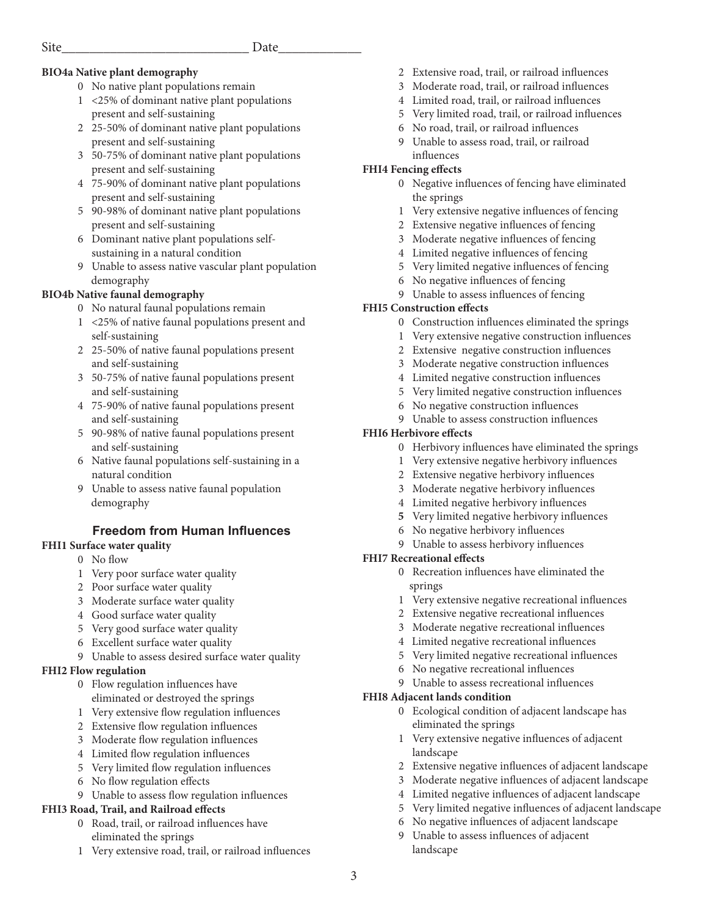Site____________________________ Date____________

**BIO4a Native plant demography**

- 0 No native plant populations remain
- 1 <25% of dominant native plant populations present and self-sustaining
- 2 25-50% of dominant native plant populations present and self-sustaining
- 3 50-75% of dominant native plant populations present and self-sustaining
- 4 75-90% of dominant native plant populations present and self-sustaining
- 5 90-98% of dominant native plant populations present and self-sustaining
- 6 Dominant native plant populations self-sustaining in a natural condition
- 9 Unable to assess native vascular plant population demography

**BIO4b Native faunal demography**

- 0 No natural faunal populations remain
- 1 <25% of native faunal populations present and self-sustaining
- 2 25-50% of native faunal populations present and self-sustaining
- 3 50-75% of native faunal populations present and self-sustaining
- 4 75-90% of native faunal populations present and self-sustaining
- 5 90-98% of native faunal populations present and self-sustaining
- 6 Native faunal populations self-sustaining in a natural condition
- 9 Unable to assess native faunal population demography

## Freedom from Human Influences

**FHI1 Surface water quality**

- 0 No flow
- 1 Very poor surface water quality
- 2 Poor surface water quality
- 3 Moderate surface water quality
- 4 Good surface water quality
- 5 Very good surface water quality
- 6 Excellent surface water quality
- 9 Unable to assess desired surface water quality

**FHI2 Flow regulation**

- 0 Flow regulation influences have eliminated or destroyed the springs
- 1 Very extensive flow regulation influences
- 2 Extensive flow regulation influences
- 3 Moderate flow regulation influences
- 4 Limited flow regulation influences
- 5 Very limited flow regulation influences
- 6 No flow regulation effects
- 9 Unable to assess flow regulation influences

**FHI3 Road, Trail, and Railroad effects**

- 0 Road, trail, or railroad influences have eliminated the springs
- 1 Very extensive road, trail, or railroad influences
- 2 Extensive road, trail, or railroad influences
- 3 Moderate road, trail, or railroad influences
- 4 Limited road, trail, or railroad influences
- 5 Very limited road, trail, or railroad influences
- 6 No road, trail, or railroad influences
- 9 Unable to assess road, trail, or railroad influences

**FHI4 Fencing effects**

- 0 Negative influences of fencing have eliminated the springs
- 1 Very extensive negative influences of fencing
- 2 Extensive negative influences of fencing
- 3 Moderate negative influences of fencing
- 4 Limited negative influences of fencing
- 5 Very limited negative influences of fencing
- 6 No negative influences of fencing
- 9 Unable to assess influences of fencing

**FHI5 Construction effects**

- 0 Construction influences eliminated the springs
- 1 Very extensive negative construction influences
- 2 Extensive negative construction influences
- 3 Moderate negative construction influences
- 4 Limited negative construction influences
- 5 Very limited negative construction influences
- 6 No negative construction influences
- 9 Unable to assess construction influences

**FHI6 Herbivore effects**

- 0 Herbivory influences have eliminated the springs
- 1 Very extensive negative herbivory influences
- 2 Extensive negative herbivory influences
- 3 Moderate negative herbivory influences
- 4 Limited negative herbivory influences
- 5 Very limited negative herbivory influences
- 6 No negative herbivory influences
- 9 Unable to assess herbivory influences

**FHI7 Recreational effects**

- 0 Recreation influences have eliminated the springs
- 1 Very extensive negative recreational influences
- 2 Extensive negative recreational influences
- 3 Moderate negative recreational influences
- 4 Limited negative recreational influences
- 5 Very limited negative recreational influences
- 6 No negative recreational influences
- 9 Unable to assess recreational influences

**FHI8 Adjacent lands condition**

- 0 Ecological condition of adjacent landscape has eliminated the springs
- 1 Very extensive negative influences of adjacent landscape
- 2 Extensive negative influences of adjacent landscape
- 3 Moderate negative influences of adjacent landscape
- 4 Limited negative influences of adjacent landscape
- 5 Very limited negative influences of adjacent landscape
- 6 No negative influences of adjacent landscape
- 9 Unable to assess influences of adjacent landscape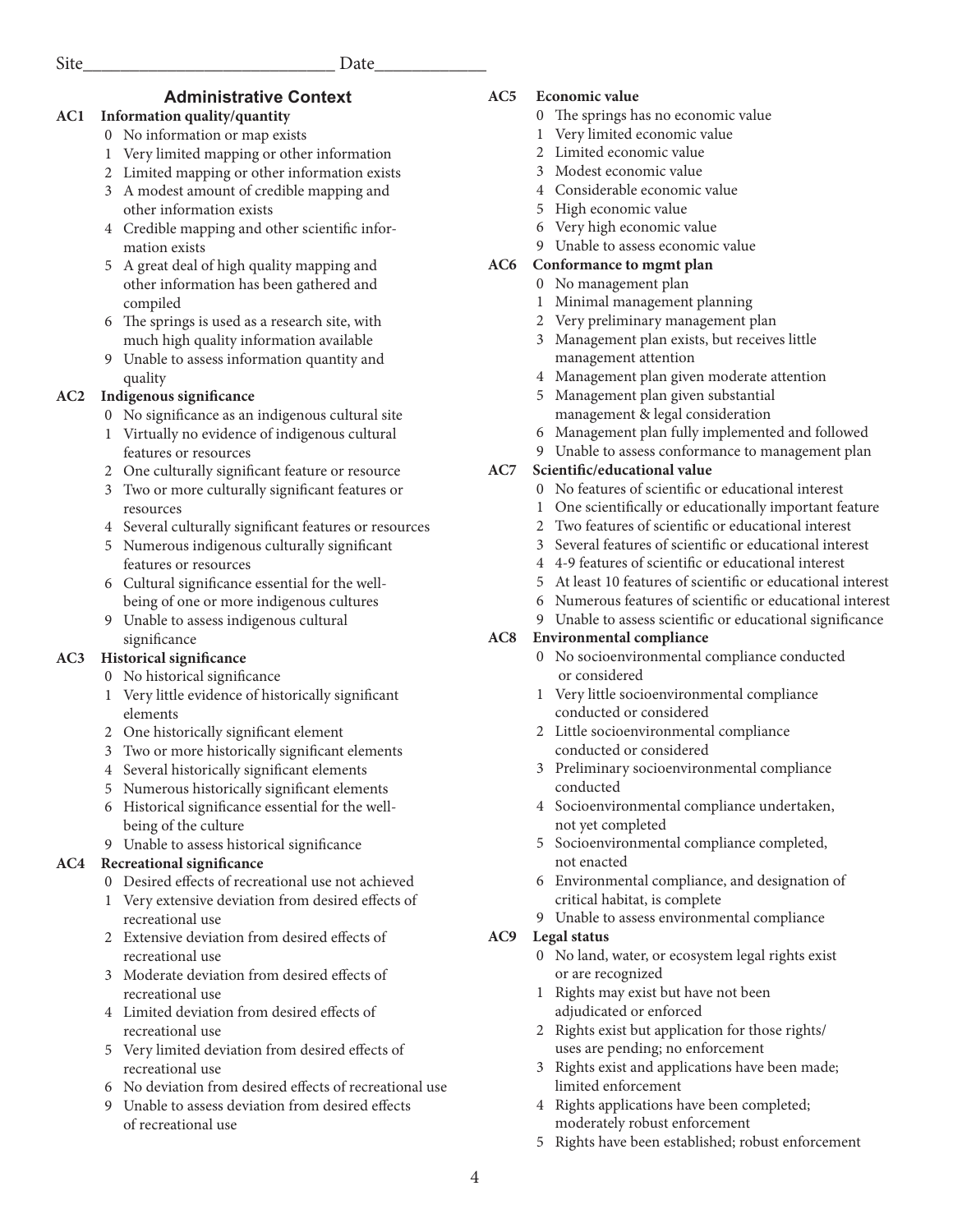Site____________________________ Date____________

## Administrative Context

**AC1 Information quality/quantity**

- 0 No information or map exists
- 1 Very limited mapping or other information
- 2 Limited mapping or other information exists
- 3 A modest amount of credible mapping and other information exists
- 4 Credible mapping and other scientific information exists
- 5 A great deal of high quality mapping and other information has been gathered and compiled
- 6 The springs is used as a research site, with much high quality information available
- 9 Unable to assess information quantity and quality

**AC2 Indigenous significance**

- 0 No significance as an indigenous cultural site
- 1 Virtually no evidence of indigenous cultural features or resources
- 2 One culturally significant feature or resource
- 3 Two or more culturally significant features or resources
- 4 Several culturally significant features or resources
- 5 Numerous indigenous culturally significant features or resources
- 6 Cultural significance essential for the well-being of one or more indigenous cultures
- 9 Unable to assess indigenous cultural significance

**AC3 Historical significance**

- 0 No historical significance
- 1 Very little evidence of historically significant elements
- 2 One historically significant element
- 3 Two or more historically significant elements
- 4 Several historically significant elements
- 5 Numerous historically significant elements
- 6 Historical significance essential for the well-being of the culture
- 9 Unable to assess historical significance

**AC4 Recreational significance**

- 0 Desired effects of recreational use not achieved
- 1 Very extensive deviation from desired effects of recreational use
- 2 Extensive deviation from desired effects of recreational use
- 3 Moderate deviation from desired effects of recreational use
- 4 Limited deviation from desired effects of recreational use
- 5 Very limited deviation from desired effects of recreational use
- 6 No deviation from desired effects of recreational use
- 9 Unable to assess deviation from desired effects of recreational use

**AC5 Economic value**

- 0 The springs has no economic value
- 1 Very limited economic value
- 2 Limited economic value
- 3 Modest economic value
- 4 Considerable economic value
- 5 High economic value
- 6 Very high economic value
- 9 Unable to assess economic value

**AC6 Conformance to mgmt plan**

- 0 No management plan
- 1 Minimal management planning
- 2 Very preliminary management plan
- 3 Management plan exists, but receives little management attention
- 4 Management plan given moderate attention
- 5 Management plan given substantial management & legal consideration
- 6 Management plan fully implemented and followed
- 9 Unable to assess conformance to management plan

**AC7 Scientific/educational value**

- 0 No features of scientific or educational interest
- 1 One scientifically or educationally important feature
- 2 Two features of scientific or educational interest
- 3 Several features of scientific or educational interest
- 4 4-9 features of scientific or educational interest
- 5 At least 10 features of scientific or educational interest
- 6 Numerous features of scientific or educational interest
- 9 Unable to assess scientific or educational significance

**AC8 Environmental compliance**

- 0 No socioenvironmental compliance conducted or considered
- 1 Very little socioenvironmental compliance conducted or considered
- 2 Little socioenvironmental compliance conducted or considered
- 3 Preliminary socioenvironmental compliance conducted
- 4 Socioenvironmental compliance undertaken, not yet completed
- 5 Socioenvironmental compliance completed, not enacted
- 6 Environmental compliance, and designation of critical habitat, is complete
- 9 Unable to assess environmental compliance

**AC9 Legal status**

- 0 No land, water, or ecosystem legal rights exist or are recognized
- 1 Rights may exist but have not been adjudicated or enforced
- 2 Rights exist but application for those rights/uses are pending; no enforcement
- 3 Rights exist and applications have been made; limited enforcement
- 4 Rights applications have been completed; moderately robust enforcement
- 5 Rights have been established; robust enforcement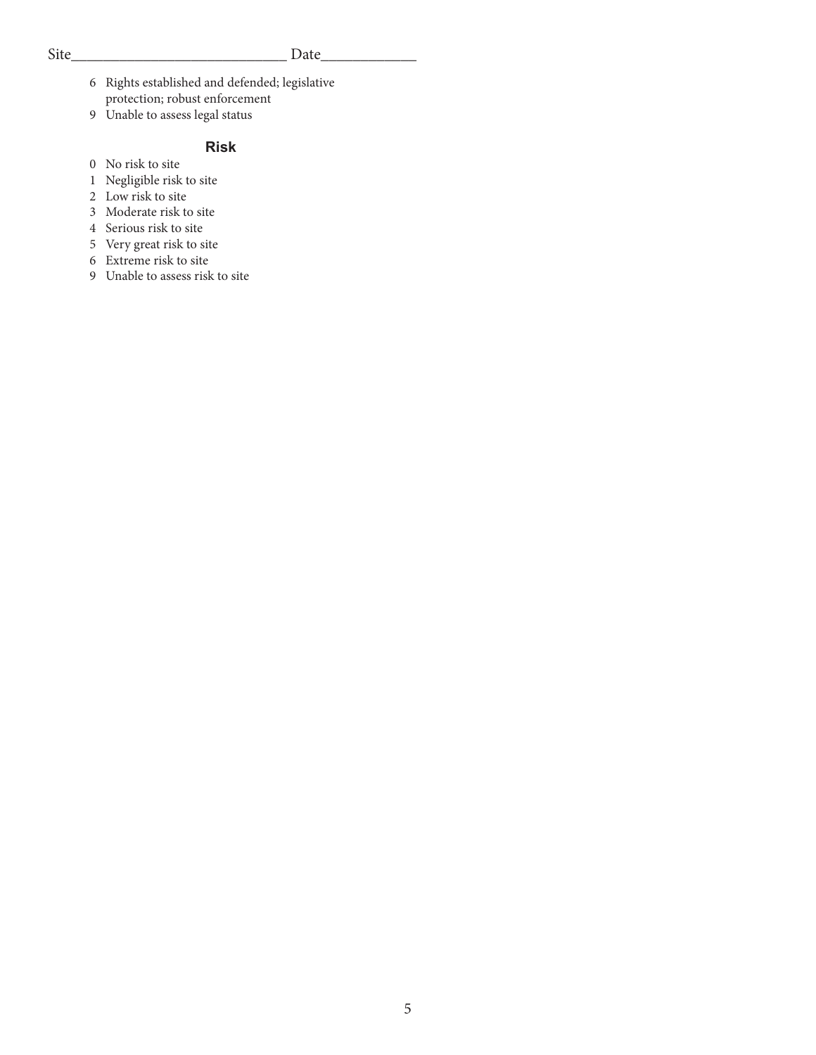Site____________________________ Date____________

6 Rights established and defended; legislative protection; robust enforcement
9 Unable to assess legal status

### Risk

0 No risk to site
1 Negligible risk to site
2 Low risk to site
3 Moderate risk to site
4 Serious risk to site
5 Very great risk to site
6 Extreme risk to site
9 Unable to assess risk to site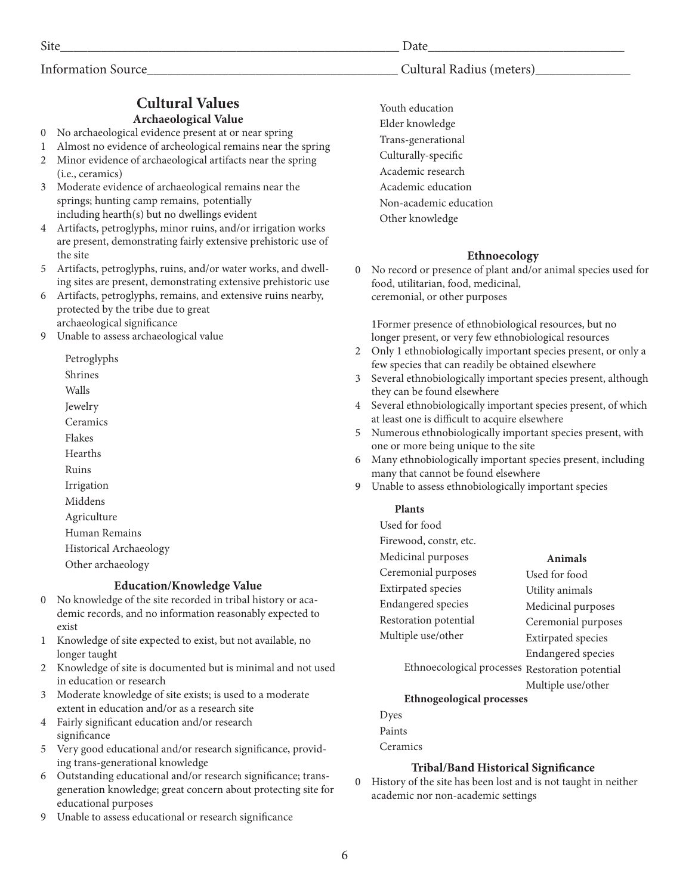Site\_\_\_\_\_\_\_\_\_\_\_\_\_\_\_\_\_\_\_\_\_\_\_\_\_\_\_\_\_\_\_\_\_\_\_\_\_\_ Date\_\_\_\_\_\_\_\_\_\_\_\_\_\_\_\_\_\_\_\_\_\_\_\_

Information Source\_\_\_\_\_\_\_\_\_\_\_\_\_\_\_\_\_\_\_\_\_\_\_\_\_\_\_\_\_\_ Cultural Radius (meters)\_\_\_\_\_\_\_\_\_\_\_\_

## Cultural Values

### Archaeological Value

0 No archaeological evidence present at or near spring
1 Almost no evidence of archeological remains near the spring
2 Minor evidence of archaeological artifacts near the spring (i.e., ceramics)
3 Moderate evidence of archaeological remains near the springs; hunting camp remains, potentially including hearth(s) but no dwellings evident
4 Artifacts, petroglyphs, minor ruins, and/or irrigation works are present, demonstrating fairly extensive prehistoric use of the site
5 Artifacts, petroglyphs, ruins, and/or water works, and dwelling sites are present, demonstrating extensive prehistoric use
6 Artifacts, petroglyphs, remains, and extensive ruins nearby, protected by the tribe due to great archaeological significance
9 Unable to assess archaeological value

- Petroglyphs
- Shrines
- Walls
- Jewelry
- Ceramics
- Flakes
- Hearths
- Ruins
- Irrigation
- Middens
- Agriculture
- Human Remains
- Historical Archaeology
- Other archaeology

### Education/Knowledge Value

0 No knowledge of the site recorded in tribal history or academic records, and no information reasonably expected to exist
1 Knowledge of site expected to exist, but not available, no longer taught
2 Knowledge of site is documented but is minimal and not used in education or research
3 Moderate knowledge of site exists; is used to a moderate extent in education and/or as a research site
4 Fairly significant education and/or research significance
5 Very good educational and/or research significance, providing trans-generational knowledge
6 Outstanding educational and/or research significance; trans-generation knowledge; great concern about protecting site for educational purposes
9 Unable to assess educational or research significance

- Youth education
- Elder knowledge
- Trans-generational
- Culturally-specific
- Academic research
- Academic education
- Non-academic education
- Other knowledge

### Ethnoecology

0 No record or presence of plant and/or animal species used for food, utilitarian, food, medicinal, ceremonial, or other purposes

1Former presence of ethnobiological resources, but no longer present, or very few ethnobiological resources
2 Only 1 ethnobiologically important species present, or only a few species that can readily be obtained elsewhere
3 Several ethnobiologically important species present, although they can be found elsewhere
4 Several ethnobiologically important species present, of which at least one is difficult to acquire elsewhere
5 Numerous ethnobiologically important species present, with one or more being unique to the site
6 Many ethnobiologically important species present, including many that cannot be found elsewhere
9 Unable to assess ethnobiologically important species

**Plants**

- Used for food
- Firewood, constr, etc.
- Medicinal purposes
- Ceremonial purposes
- Extirpated species
- Endangered species
- Restoration potential
- Multiple use/other

**Animals**

- Used for food
- Utility animals
- Medicinal purposes
- Ceremonial purposes
- Extirpated species
- Endangered species
- Restoration potential
- Multiple use/other

Ethnoecological processes

**Ethnogeological processes**

- Dyes
- Paints
- Ceramics

### Tribal/Band Historical Significance

0 History of the site has been lost and is not taught in neither academic nor non-academic settings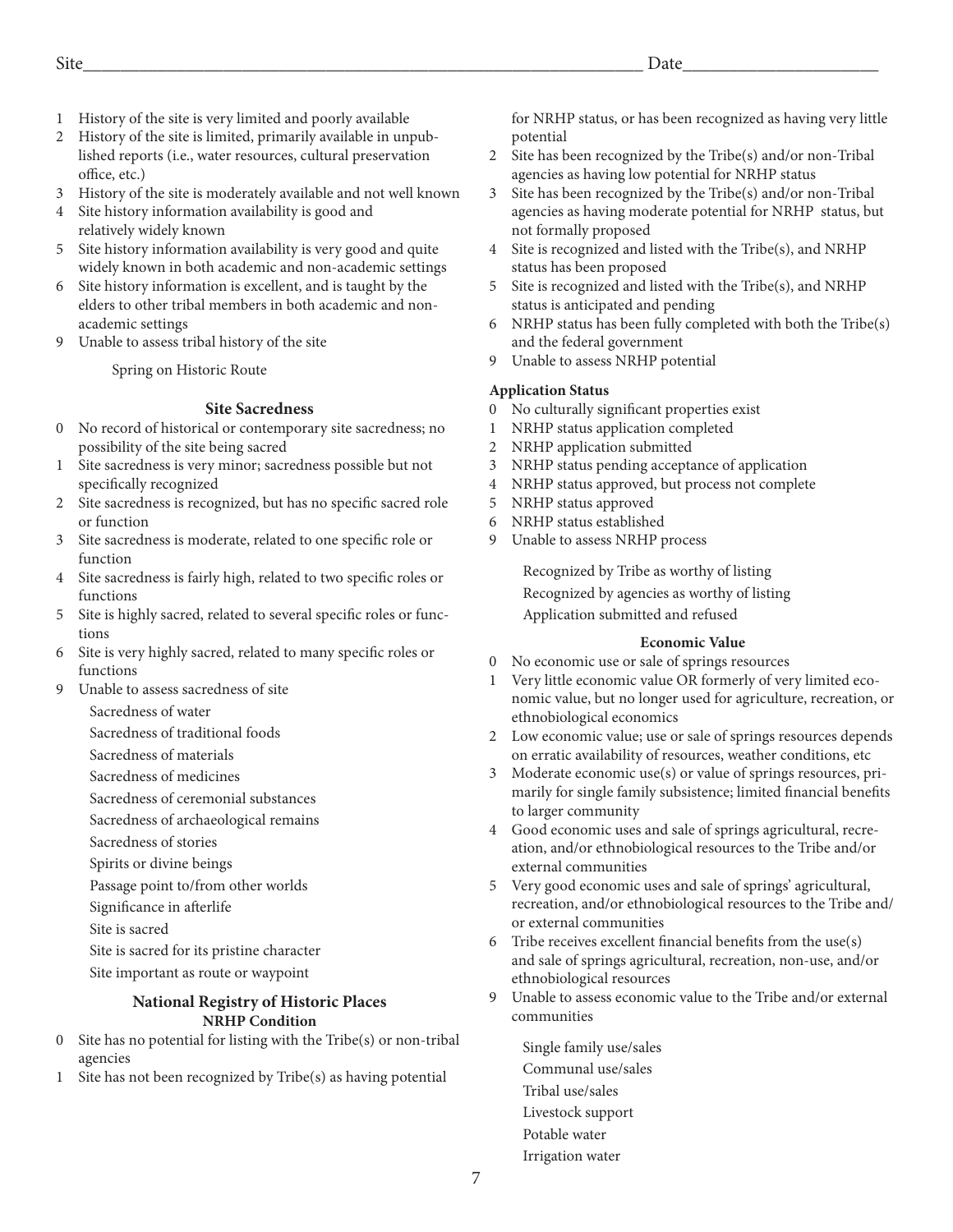Site_________________________________________________ Date____________________

1 History of the site is very limited and poorly available
2 History of the site is limited, primarily available in unpublished reports (i.e., water resources, cultural preservation office, etc.)
3 History of the site is moderately available and not well known
4 Site history information availability is good and relatively widely known
5 Site history information availability is very good and quite widely known in both academic and non-academic settings
6 Site history information is excellent, and is taught by the elders to other tribal members in both academic and non-academic settings
9 Unable to assess tribal history of the site

Spring on Historic Route

### Site Sacredness

0 No record of historical or contemporary site sacredness; no possibility of the site being sacred
1 Site sacredness is very minor; sacredness possible but not specifically recognized
2 Site sacredness is recognized, but has no specific sacred role or function
3 Site sacredness is moderate, related to one specific role or function
4 Site sacredness is fairly high, related to two specific roles or functions
5 Site is highly sacred, related to several specific roles or functions
6 Site is very highly sacred, related to many specific roles or functions
9 Unable to assess sacredness of site

Sacredness of water
Sacredness of traditional foods
Sacredness of materials
Sacredness of medicines
Sacredness of ceremonial substances
Sacredness of archaeological remains
Sacredness of stories
Spirits or divine beings
Passage point to/from other worlds
Significance in afterlife
Site is sacred
Site is sacred for its pristine character
Site important as route or waypoint

### National Registry of Historic Places

#### NRHP Condition

0 Site has no potential for listing with the Tribe(s) or non-tribal agencies
1 Site has not been recognized by Tribe(s) as having potential for NRHP status, or has been recognized as having very little potential
2 Site has been recognized by the Tribe(s) and/or non-Tribal agencies as having low potential for NRHP status
3 Site has been recognized by the Tribe(s) and/or non-Tribal agencies as having moderate potential for NRHP status, but not formally proposed
4 Site is recognized and listed with the Tribe(s), and NRHP status has been proposed
5 Site is recognized and listed with the Tribe(s), and NRHP status is anticipated and pending
6 NRHP status has been fully completed with both the Tribe(s) and the federal government
9 Unable to assess NRHP potential

#### Application Status

0 No culturally significant properties exist
1 NRHP status application completed
2 NRHP application submitted
3 NRHP status pending acceptance of application
4 NRHP status approved, but process not complete
5 NRHP status approved
6 NRHP status established
9 Unable to assess NRHP process

Recognized by Tribe as worthy of listing
Recognized by agencies as worthy of listing
Application submitted and refused

### Economic Value

0 No economic use or sale of springs resources
1 Very little economic value OR formerly of very limited economic value, but no longer used for agriculture, recreation, or ethnobiological economics
2 Low economic value; use or sale of springs resources depends on erratic availability of resources, weather conditions, etc
3 Moderate economic use(s) or value of springs resources, primarily for single family subsistence; limited financial benefits to larger community
4 Good economic uses and sale of springs agricultural, recreation, and/or ethnobiological resources to the Tribe and/or external communities
5 Very good economic uses and sale of springs' agricultural, recreation, and/or ethnobiological resources to the Tribe and/or external communities
6 Tribe receives excellent financial benefits from the use(s) and sale of springs agricultural, recreation, non-use, and/or ethnobiological resources
9 Unable to assess economic value to the Tribe and/or external communities

Single family use/sales
Communal use/sales
Tribal use/sales
Livestock support
Potable water
Irrigation water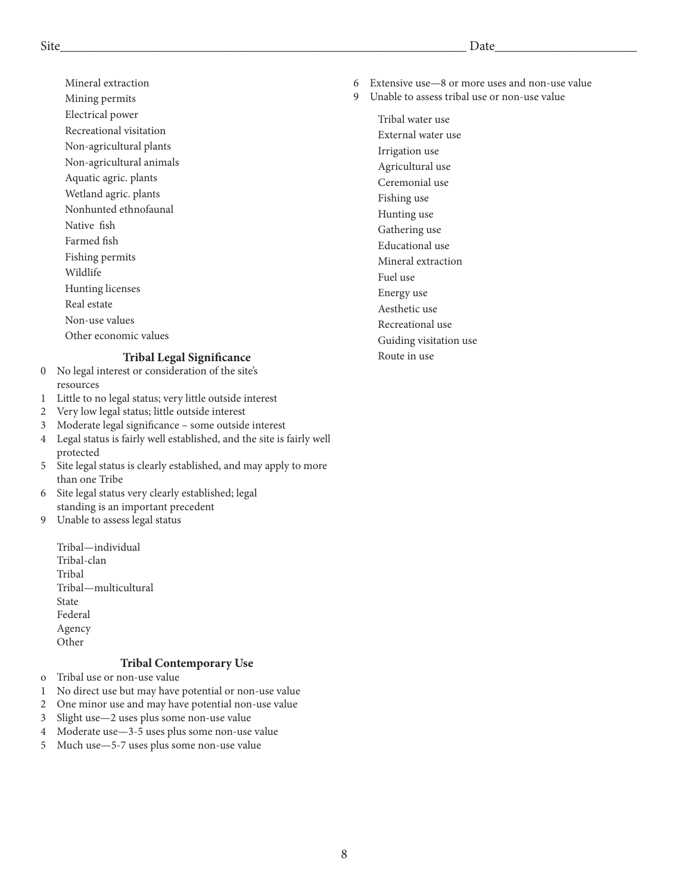Site_____________________________________________ Date____________________

Mineral extraction
Mining permits
Electrical power
Recreational visitation
Non-agricultural plants
Non-agricultural animals
Aquatic agric. plants
Wetland agric. plants
Nonhunted ethnofaunal
Native fish
Farmed fish
Fishing permits
Wildlife
Hunting licenses
Real estate
Non-use values
Other economic values

### Tribal Legal Significance

0 No legal interest or consideration of the site's resources
1 Little to no legal status; very little outside interest
2 Very low legal status; little outside interest
3 Moderate legal significance – some outside interest
4 Legal status is fairly well established, and the site is fairly well protected
5 Site legal status is clearly established, and may apply to more than one Tribe
6 Site legal status very clearly established; legal standing is an important precedent
9 Unable to assess legal status

Tribal—individual
Tribal-clan
Tribal
Tribal—multicultural
State
Federal
Agency
Other

### Tribal Contemporary Use

o Tribal use or non-use value
1 No direct use but may have potential or non-use value
2 One minor use and may have potential non-use value
3 Slight use—2 uses plus some non-use value
4 Moderate use—3-5 uses plus some non-use value
5 Much use—5-7 uses plus some non-use value
6 Extensive use—8 or more uses and non-use value
9 Unable to assess tribal use or non-use value

Tribal water use
External water use
Irrigation use
Agricultural use
Ceremonial use
Fishing use
Hunting use
Gathering use
Educational use
Mineral extraction
Fuel use
Energy use
Aesthetic use
Recreational use
Guiding visitation use
Route in use